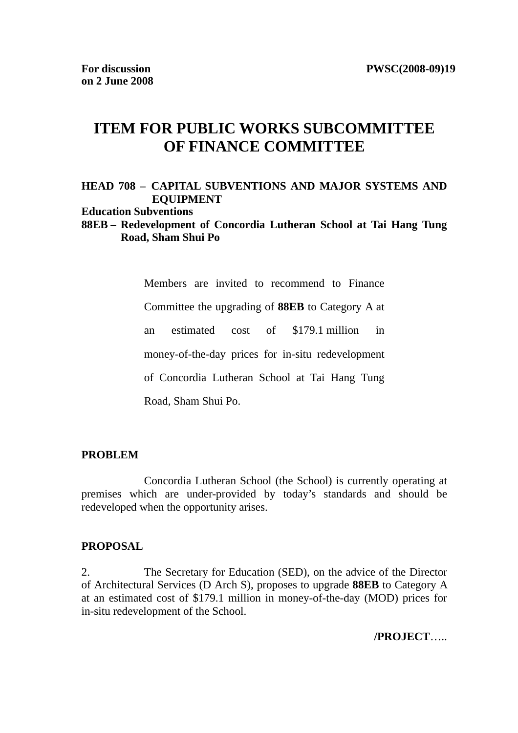**For discussion on 2 June 2008**

**PWSC(2008-09)19**

# ITEM FOR PUBLIC WORKS SUBCOMMITTEE OF FINANCE COMMITTEE

**HEAD 708 – CAPITAL SUBVENTIONS AND MAJOR SYSTEMS AND EQUIPMENT**
**Education Subventions**
**88EB – Redevelopment of Concordia Lutheran School at Tai Hang Tung Road, Sham Shui Po**

Members are invited to recommend to Finance Committee the upgrading of **88EB** to Category A at an estimated cost of $179.1 million in money-of-the-day prices for in-situ redevelopment of Concordia Lutheran School at Tai Hang Tung Road, Sham Shui Po.

**PROBLEM**

Concordia Lutheran School (the School) is currently operating at premises which are under-provided by today's standards and should be redeveloped when the opportunity arises.

**PROPOSAL**

2. The Secretary for Education (SED), on the advice of the Director of Architectural Services (D Arch S), proposes to upgrade **88EB** to Category A at an estimated cost of $179.1 million in money-of-the-day (MOD) prices for in-situ redevelopment of the School.

**/PROJECT**…..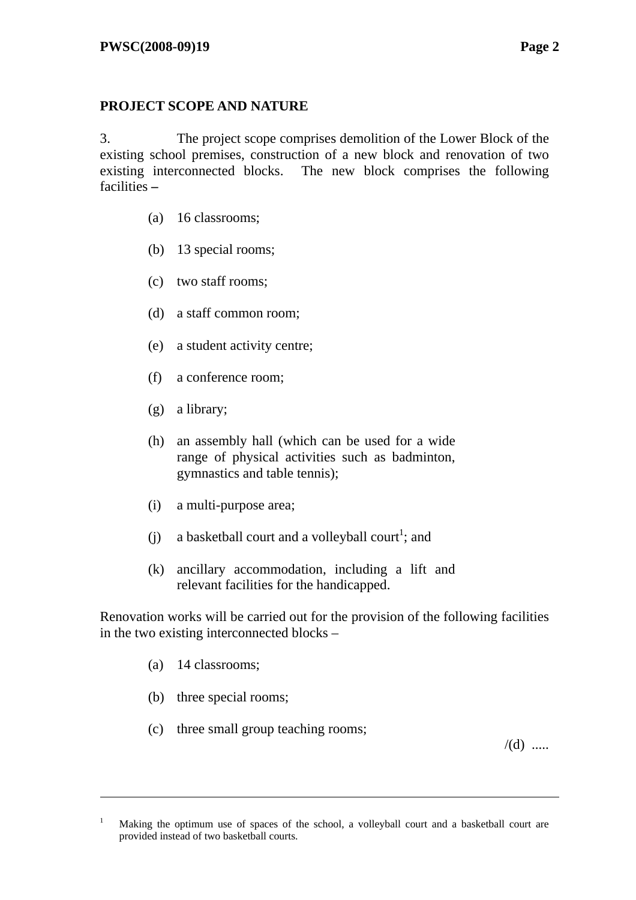## PROJECT SCOPE AND NATURE

3. The project scope comprises demolition of the Lower Block of the existing school premises, construction of a new block and renovation of two existing interconnected blocks. The new block comprises the following facilities –

(a) 16 classrooms;

(b) 13 special rooms;

(c) two staff rooms;

(d) a staff common room;

(e) a student activity centre;

(f) a conference room;

(g) a library;

(h) an assembly hall (which can be used for a wide range of physical activities such as badminton, gymnastics and table tennis);

(i) a multi-purpose area;

(j) a basketball court and a volleyball court[1]; and

(k) ancillary accommodation, including a lift and relevant facilities for the handicapped.

Renovation works will be carried out for the provision of the following facilities in the two existing interconnected blocks –

(a) 14 classrooms;

(b) three special rooms;

(c) three small group teaching rooms;

/(d) .....

---

[1] Making the optimum use of spaces of the school, a volleyball court and a basketball court are provided instead of two basketball courts.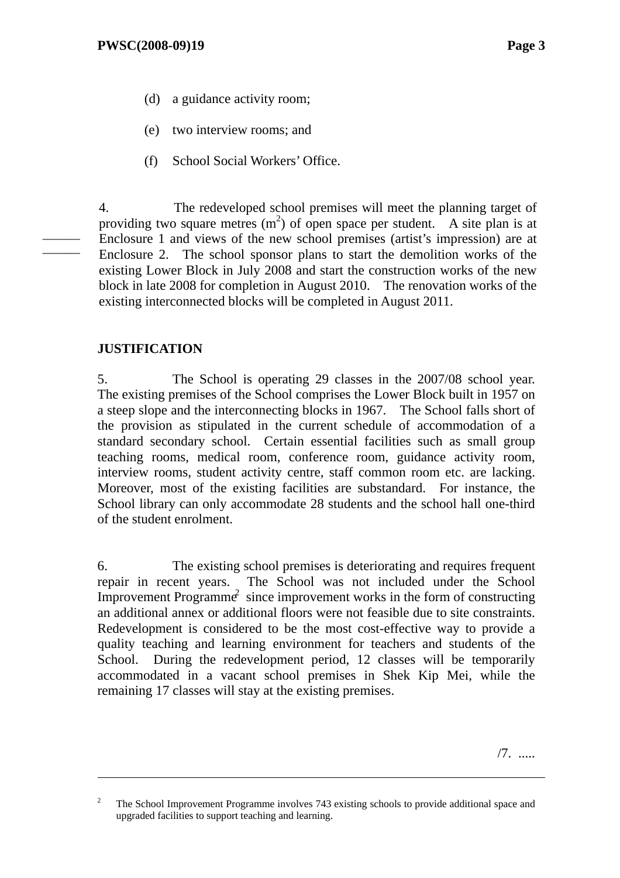(d) a guidance activity room;

(e) two interview rooms; and

(f) School Social Workers' Office.

4. The redeveloped school premises will meet the planning target of providing two square metres ($m^2$) of open space per student. A site plan is at Enclosure 1 and views of the new school premises (artist's impression) are at Enclosure 2. The school sponsor plans to start the demolition works of the existing Lower Block in July 2008 and start the construction works of the new block in late 2008 for completion in August 2010. The renovation works of the existing interconnected blocks will be completed in August 2011.

**JUSTIFICATION**

5. The School is operating 29 classes in the 2007/08 school year. The existing premises of the School comprises the Lower Block built in 1957 on a steep slope and the interconnecting blocks in 1967. The School falls short of the provision as stipulated in the current schedule of accommodation of a standard secondary school. Certain essential facilities such as small group teaching rooms, medical room, conference room, guidance activity room, interview rooms, student activity centre, staff common room etc. are lacking. Moreover, most of the existing facilities are substandard. For instance, the School library can only accommodate 28 students and the school hall one-third of the student enrolment.

6. The existing school premises is deteriorating and requires frequent repair in recent years. The School was not included under the School Improvement Programme[2] since improvement works in the form of constructing an additional annex or additional floors were not feasible due to site constraints. Redevelopment is considered to be the most cost-effective way to provide a quality teaching and learning environment for teachers and students of the School. During the redevelopment period, 12 classes will be temporarily accommodated in a vacant school premises in Shek Kip Mei, while the remaining 17 classes will stay at the existing premises.

/7. .....

---

[2] The School Improvement Programme involves 743 existing schools to provide additional space and upgraded facilities to support teaching and learning.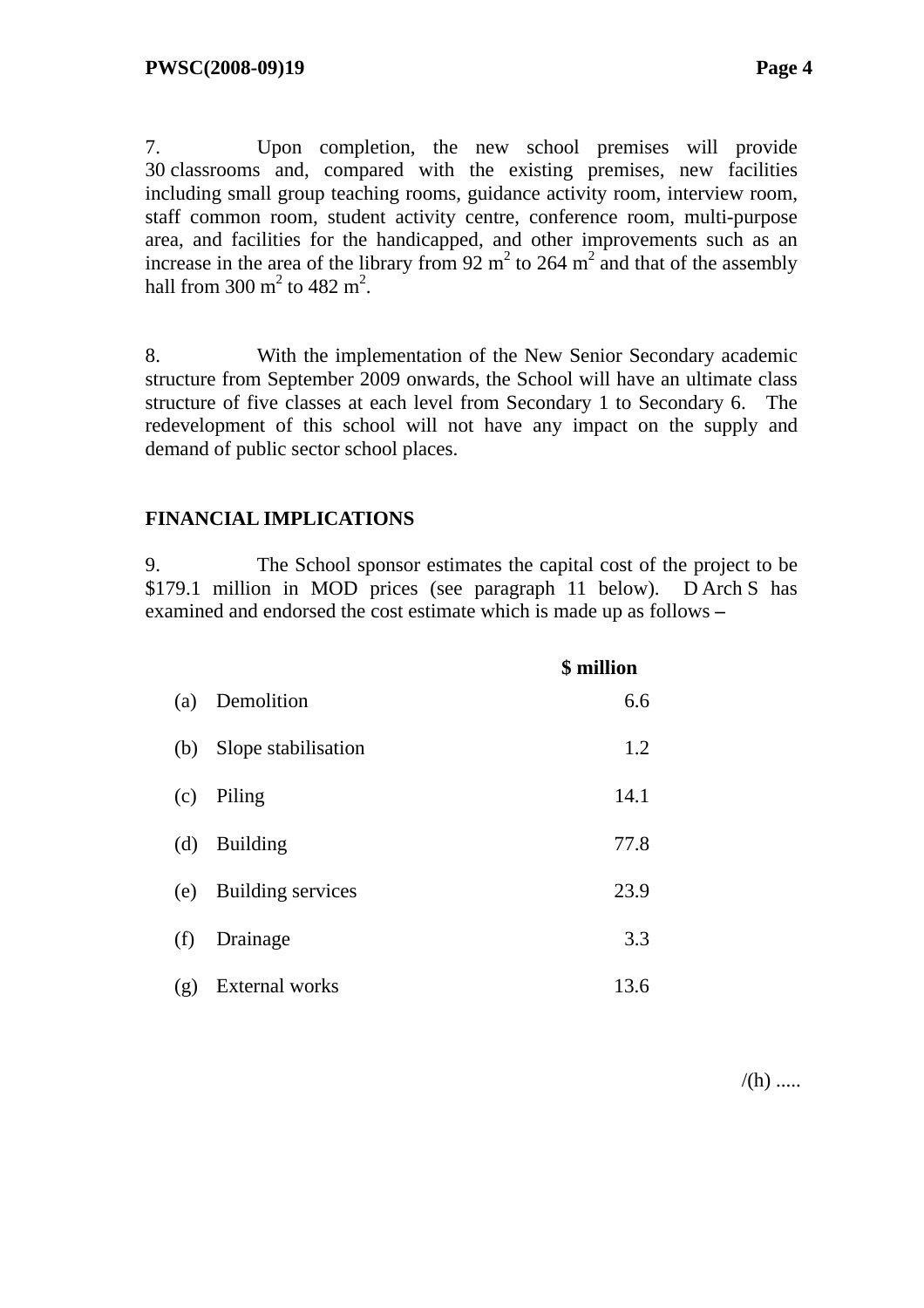7. Upon completion, the new school premises will provide 30 classrooms and, compared with the existing premises, new facilities including small group teaching rooms, guidance activity room, interview room, staff common room, student activity centre, conference room, multi-purpose area, and facilities for the handicapped, and other improvements such as an increase in the area of the library from 92 $m^2$ to 264 $m^2$ and that of the assembly hall from 300 $m^2$ to 482 $m^2$.

8. With the implementation of the New Senior Secondary academic structure from September 2009 onwards, the School will have an ultimate class structure of five classes at each level from Secondary 1 to Secondary 6. The redevelopment of this school will not have any impact on the supply and demand of public sector school places.

## FINANCIAL IMPLICATIONS

9. The School sponsor estimates the capital cost of the project to be $179.1 million in MOD prices (see paragraph 11 below). D Arch S has examined and endorsed the cost estimate which is made up as follows –

| | | $ million |
|---|---|---|
| (a) | Demolition | 6.6 |
| (b) | Slope stabilisation | 1.2 |
| (c) | Piling | 14.1 |
| (d) | Building | 77.8 |
| (e) | Building services | 23.9 |
| (f) | Drainage | 3.3 |
| (g) | External works | 13.6 |

/(h) .....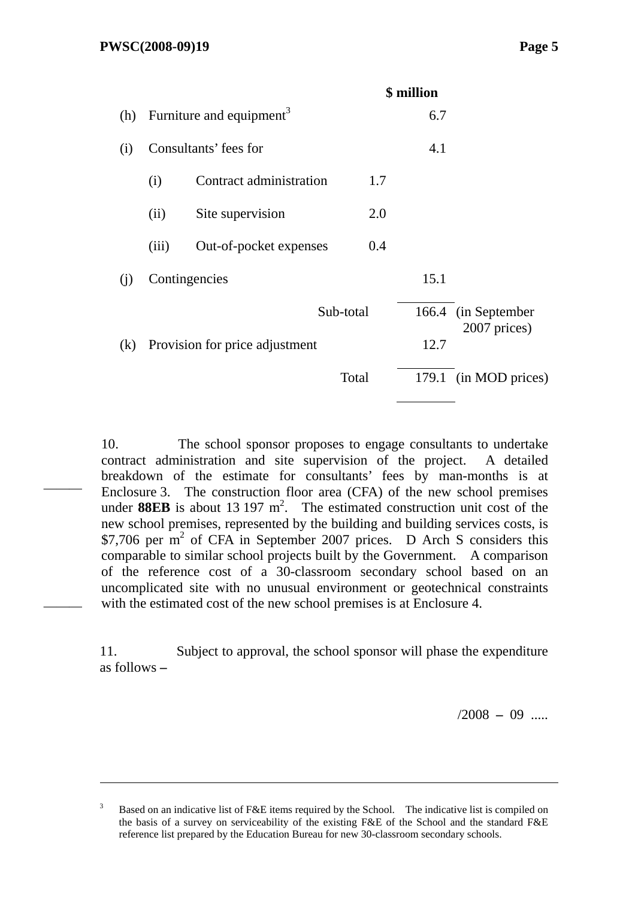| | | | | $ million | |
|---|---|---|---|---|---|
| (h) | Furniture and equipment[3] | | | 6.7 | |
| (i) | Consultants' fees for | | | 4.1 | |
| | (i) | Contract administration | 1.7 | | |
| | (ii) | Site supervision | 2.0 | | |
| | (iii) | Out-of-pocket expenses | 0.4 | | |
| (j) | Contingencies | | | 15.1 | |
| | | | Sub-total | 166.4 | (in September 2007 prices) |
| (k) | Provision for price adjustment | | | 12.7 | |
| | | | Total | 179.1 | (in MOD prices) |

10. The school sponsor proposes to engage consultants to undertake contract administration and site supervision of the project. A detailed breakdown of the estimate for consultants' fees by man-months is at Enclosure 3. The construction floor area (CFA) of the new school premises under **88EB** is about 13 197 m$^2$. The estimated construction unit cost of the new school premises, represented by the building and building services costs, is \$7,706 per m$^2$ of CFA in September 2007 prices. D Arch S considers this comparable to similar school projects built by the Government. A comparison of the reference cost of a 30-classroom secondary school based on an uncomplicated site with no unusual environment or geotechnical constraints with the estimated cost of the new school premises is at Enclosure 4.

11. Subject to approval, the school sponsor will phase the expenditure as follows –

/2008 – 09 .....

---

[3] Based on an indicative list of F&E items required by the School. The indicative list is compiled on the basis of a survey on serviceability of the existing F&E of the School and the standard F&E reference list prepared by the Education Bureau for new 30-classroom secondary schools.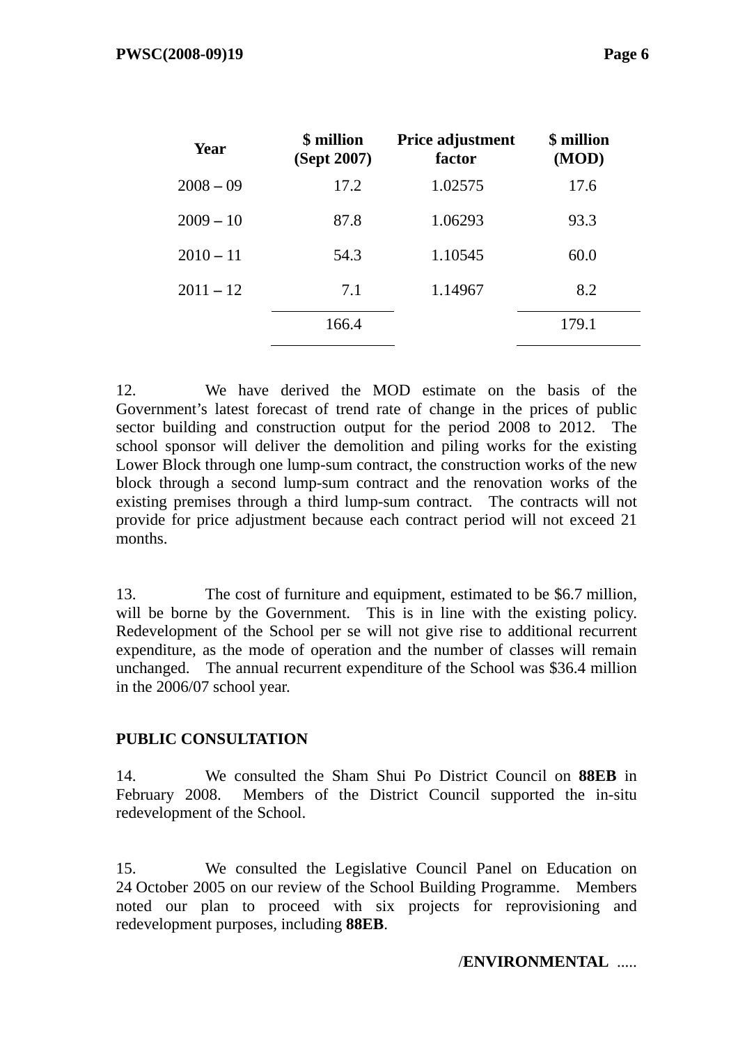| Year | $ million (Sept 2007) | Price adjustment factor | $ million (MOD) |
|---|---|---|---|
| 2008 – 09 | 17.2 | 1.02575 | 17.6 |
| 2009 – 10 | 87.8 | 1.06293 | 93.3 |
| 2010 – 11 | 54.3 | 1.10545 | 60.0 |
| 2011 – 12 | 7.1 | 1.14967 | 8.2 |
| | 166.4 | | 179.1 |

12. We have derived the MOD estimate on the basis of the Government's latest forecast of trend rate of change in the prices of public sector building and construction output for the period 2008 to 2012. The school sponsor will deliver the demolition and piling works for the existing Lower Block through one lump-sum contract, the construction works of the new block through a second lump-sum contract and the renovation works of the existing premises through a third lump-sum contract. The contracts will not provide for price adjustment because each contract period will not exceed 21 months.

13. The cost of furniture and equipment, estimated to be $6.7 million, will be borne by the Government. This is in line with the existing policy. Redevelopment of the School per se will not give rise to additional recurrent expenditure, as the mode of operation and the number of classes will remain unchanged. The annual recurrent expenditure of the School was $36.4 million in the 2006/07 school year.

**PUBLIC CONSULTATION**

14. We consulted the Sham Shui Po District Council on **88EB** in February 2008. Members of the District Council supported the in-situ redevelopment of the School.

15. We consulted the Legislative Council Panel on Education on 24 October 2005 on our review of the School Building Programme. Members noted our plan to proceed with six projects for reprovisioning and redevelopment purposes, including **88EB**.

/**ENVIRONMENTAL** .....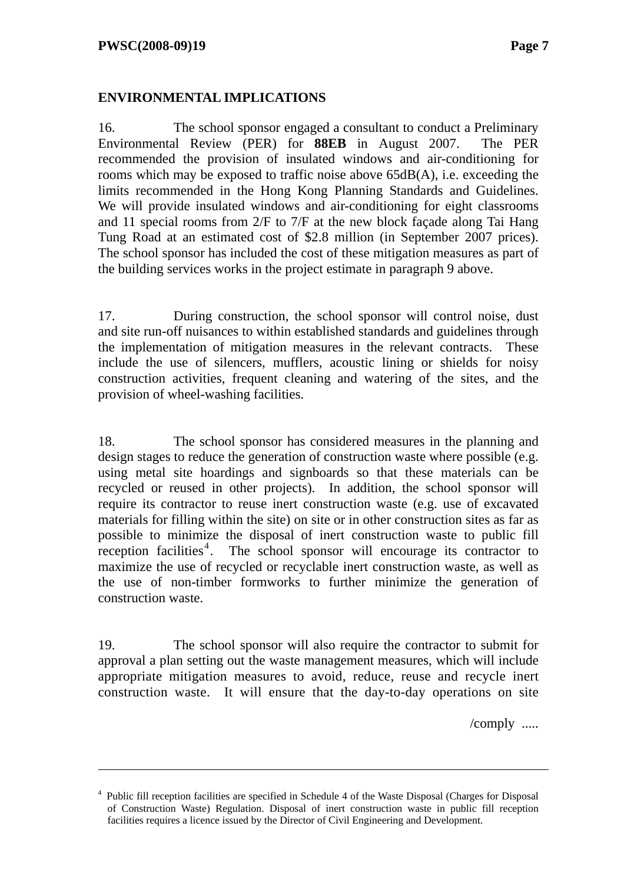## ENVIRONMENTAL IMPLICATIONS

16. The school sponsor engaged a consultant to conduct a Preliminary Environmental Review (PER) for **88EB** in August 2007. The PER recommended the provision of insulated windows and air-conditioning for rooms which may be exposed to traffic noise above 65dB(A), i.e. exceeding the limits recommended in the Hong Kong Planning Standards and Guidelines. We will provide insulated windows and air-conditioning for eight classrooms and 11 special rooms from 2/F to 7/F at the new block façade along Tai Hang Tung Road at an estimated cost of $2.8 million (in September 2007 prices). The school sponsor has included the cost of these mitigation measures as part of the building services works in the project estimate in paragraph 9 above.

17. During construction, the school sponsor will control noise, dust and site run-off nuisances to within established standards and guidelines through the implementation of mitigation measures in the relevant contracts. These include the use of silencers, mufflers, acoustic lining or shields for noisy construction activities, frequent cleaning and watering of the sites, and the provision of wheel-washing facilities.

18. The school sponsor has considered measures in the planning and design stages to reduce the generation of construction waste where possible (e.g. using metal site hoardings and signboards so that these materials can be recycled or reused in other projects). In addition, the school sponsor will require its contractor to reuse inert construction waste (e.g. use of excavated materials for filling within the site) on site or in other construction sites as far as possible to minimize the disposal of inert construction waste to public fill reception facilities[4]. The school sponsor will encourage its contractor to maximize the use of recycled or recyclable inert construction waste, as well as the use of non-timber formworks to further minimize the generation of construction waste.

19. The school sponsor will also require the contractor to submit for approval a plan setting out the waste management measures, which will include appropriate mitigation measures to avoid, reduce, reuse and recycle inert construction waste. It will ensure that the day-to-day operations on site

/comply .....

---

[4] Public fill reception facilities are specified in Schedule 4 of the Waste Disposal (Charges for Disposal of Construction Waste) Regulation. Disposal of inert construction waste in public fill reception facilities requires a licence issued by the Director of Civil Engineering and Development.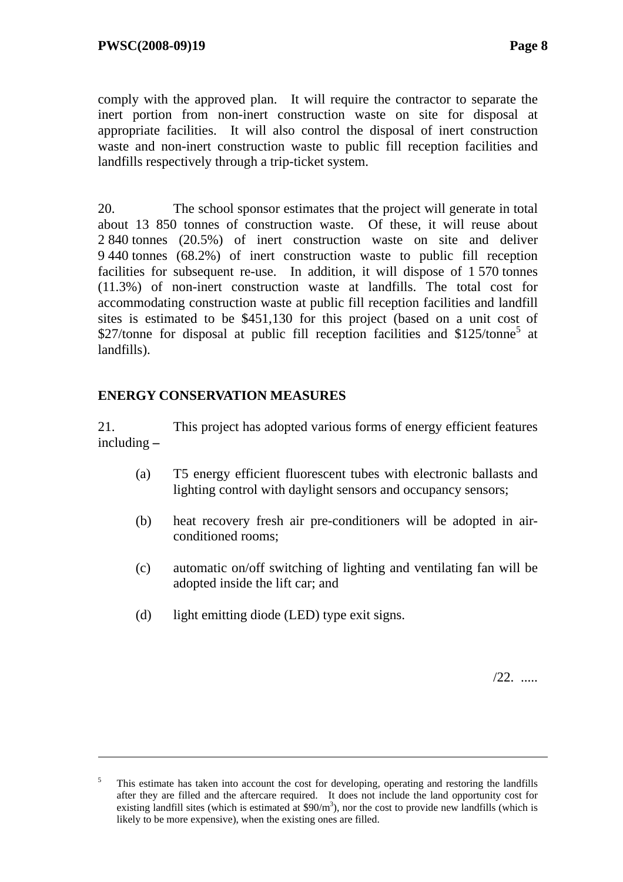comply with the approved plan. It will require the contractor to separate the inert portion from non-inert construction waste on site for disposal at appropriate facilities. It will also control the disposal of inert construction waste and non-inert construction waste to public fill reception facilities and landfills respectively through a trip-ticket system.

20. The school sponsor estimates that the project will generate in total about 13 850 tonnes of construction waste. Of these, it will reuse about 2 840 tonnes (20.5%) of inert construction waste on site and deliver 9 440 tonnes (68.2%) of inert construction waste to public fill reception facilities for subsequent re-use. In addition, it will dispose of 1 570 tonnes (11.3%) of non-inert construction waste at landfills. The total cost for accommodating construction waste at public fill reception facilities and landfill sites is estimated to be $451,130 for this project (based on a unit cost of $27/tonne for disposal at public fill reception facilities and $125/tonne[5] at landfills).

## ENERGY CONSERVATION MEASURES

21. This project has adopted various forms of energy efficient features including –

(a) T5 energy efficient fluorescent tubes with electronic ballasts and lighting control with daylight sensors and occupancy sensors;

(b) heat recovery fresh air pre-conditioners will be adopted in air-conditioned rooms;

(c) automatic on/off switching of lighting and ventilating fan will be adopted inside the lift car; and

(d) light emitting diode (LED) type exit signs.

/22. .....

---

[5] This estimate has taken into account the cost for developing, operating and restoring the landfills after they are filled and the aftercare required. It does not include the land opportunity cost for existing landfill sites (which is estimated at $90/m^3$), nor the cost to provide new landfills (which is likely to be more expensive), when the existing ones are filled.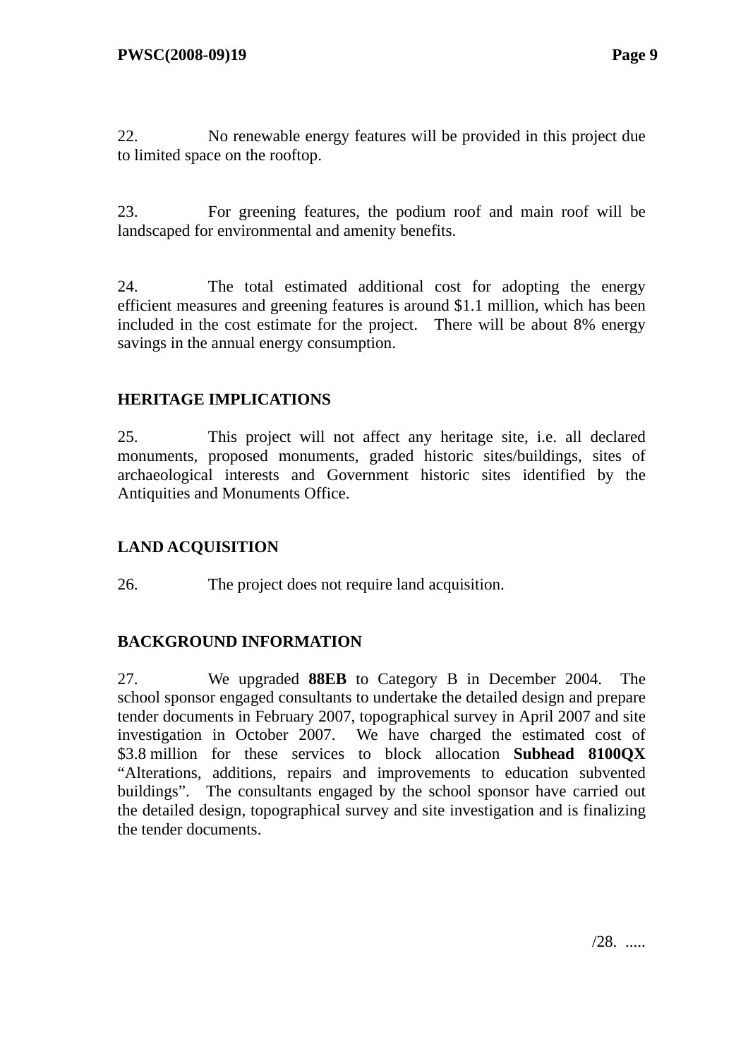22. No renewable energy features will be provided in this project due to limited space on the rooftop.

23. For greening features, the podium roof and main roof will be landscaped for environmental and amenity benefits.

24. The total estimated additional cost for adopting the energy efficient measures and greening features is around $1.1 million, which has been included in the cost estimate for the project. There will be about 8% energy savings in the annual energy consumption.

## HERITAGE IMPLICATIONS

25. This project will not affect any heritage site, i.e. all declared monuments, proposed monuments, graded historic sites/buildings, sites of archaeological interests and Government historic sites identified by the Antiquities and Monuments Office.

## LAND ACQUISITION

26. The project does not require land acquisition.

## BACKGROUND INFORMATION

27. We upgraded **88EB** to Category B in December 2004. The school sponsor engaged consultants to undertake the detailed design and prepare tender documents in February 2007, topographical survey in April 2007 and site investigation in October 2007. We have charged the estimated cost of $3.8 million for these services to block allocation **Subhead 8100QX** "Alterations, additions, repairs and improvements to education subvented buildings". The consultants engaged by the school sponsor have carried out the detailed design, topographical survey and site investigation and is finalizing the tender documents.

/28. .....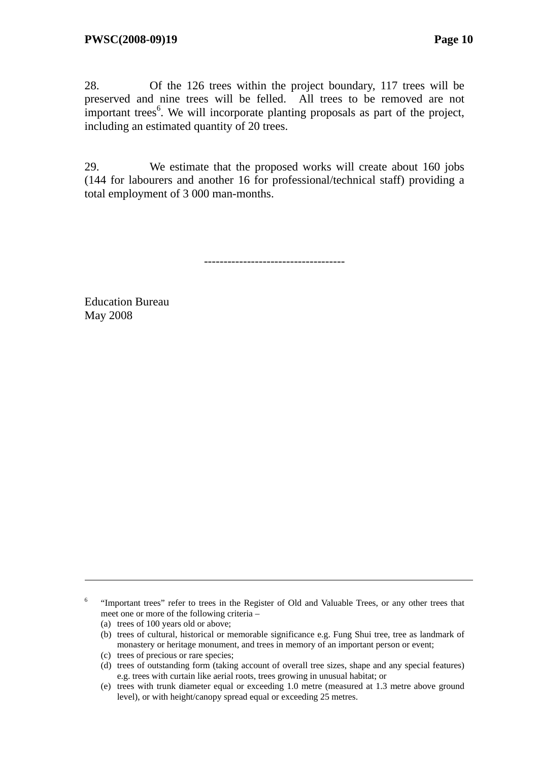28. Of the 126 trees within the project boundary, 117 trees will be preserved and nine trees will be felled. All trees to be removed are not important trees[6]. We will incorporate planting proposals as part of the project, including an estimated quantity of 20 trees.

29. We estimate that the proposed works will create about 160 jobs (144 for labourers and another 16 for professional/technical staff) providing a total employment of 3 000 man-months.

-----------------------------------

Education Bureau
May 2008

---

[6] "Important trees" refer to trees in the Register of Old and Valuable Trees, or any other trees that meet one or more of the following criteria –

(a) trees of 100 years old or above;

(b) trees of cultural, historical or memorable significance e.g. Fung Shui tree, tree as landmark of monastery or heritage monument, and trees in memory of an important person or event;

(c) trees of precious or rare species;

(d) trees of outstanding form (taking account of overall tree sizes, shape and any special features) e.g. trees with curtain like aerial roots, trees growing in unusual habitat; or

(e) trees with trunk diameter equal or exceeding 1.0 metre (measured at 1.3 metre above ground level), or with height/canopy spread equal or exceeding 25 metres.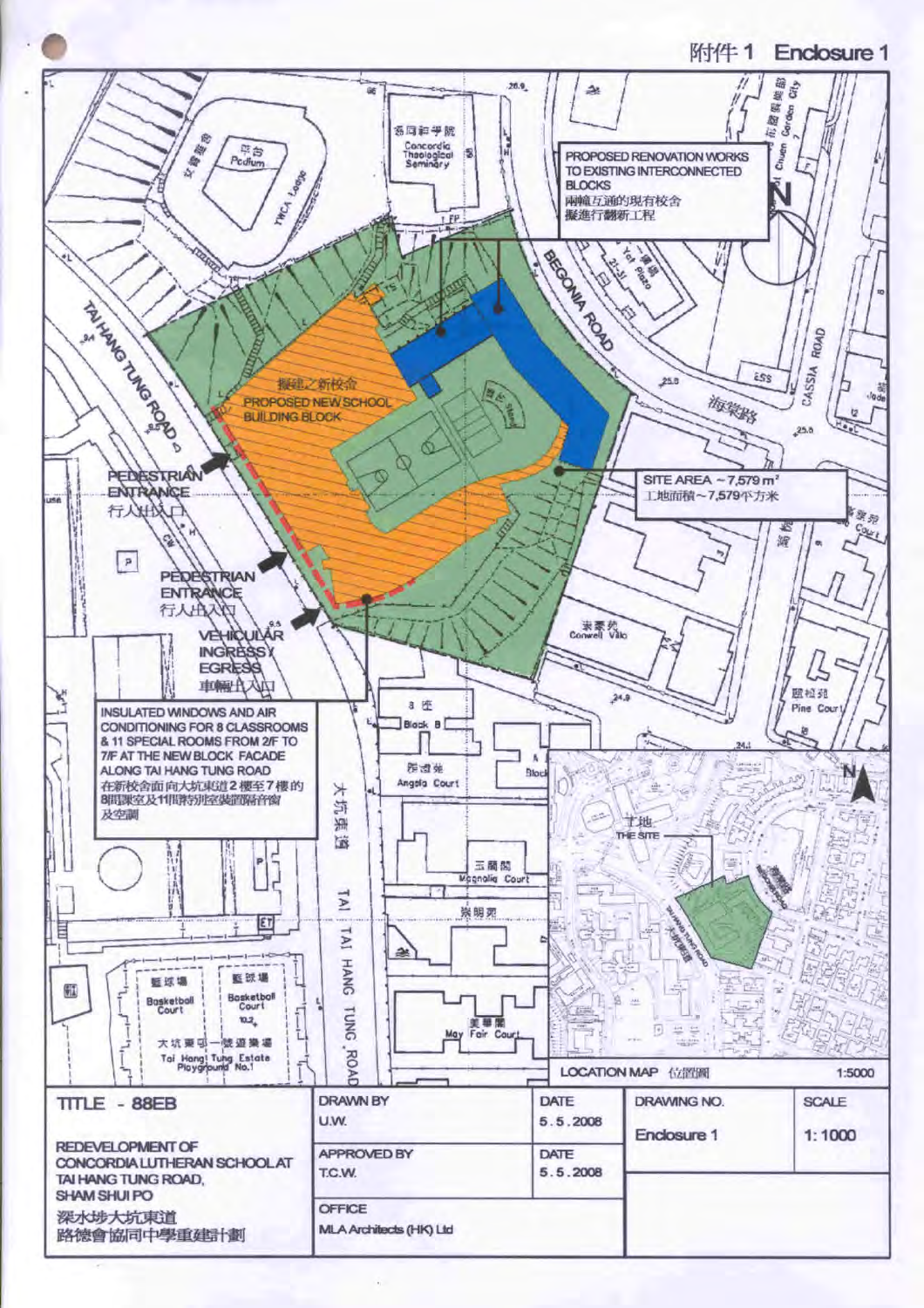附件 1 Enclosure 1

PROPOSED RENOVATION WORKS TO EXISTING INTERCONNECTED BLOCKS
兩幢互通的現有校舍擬進行翻新工程

擬建之新校舍
PROPOSED NEW SCHOOL BUILDING BLOCK

SITE AREA ~7,579 m²
工地面積~7,579平方米

PEDESTRIAN ENTRANCE
行人出入口

PEDESTRIAN ENTRANCE
行人出入口

VEHICULAR INGRESS/ EGRESS
車輛出入口

INSULATED WINDOWS AND AIR CONDITIONING FOR 8 CLASSROOMS & 11 SPECIAL ROOMS FROM 2/F TO 7/F AT THE NEW BLOCK FACADE ALONG TAI HANG TUNG ROAD
在新校舍面向大坑東道2樓至7樓的8間課室及11間特別室裝置隔音窗及空調

LOCATION MAP 位置圖 1:5000

| TITLE - 88EB | DRAWN BY<br>U.W. | DATE<br>5.5.2008 | DRAWING NO.<br>Enclosure 1 | SCALE<br>1:1000 |
|---|---|---|---|---|
| REDEVELOPMENT OF CONCORDIA LUTHERAN SCHOOL AT TAI HANG TUNG ROAD, SHAM SHUI PO<br>深水埗大坑東道路德會協同中學重建計劃 | APPROVED BY<br>T.C.W. | DATE<br>5.5.2008 | | |
| | OFFICE<br>MLA Architects (HK) Ltd | | | |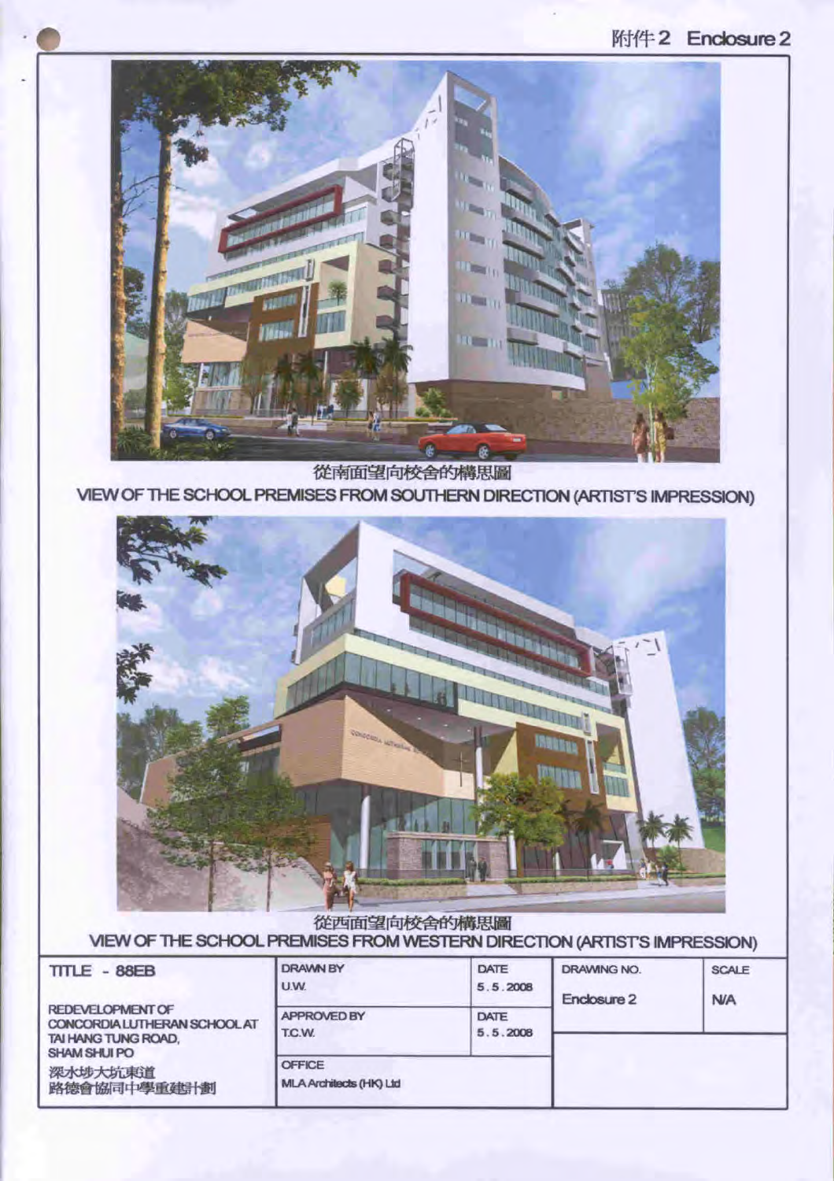附件2 Enclosure 2

從南面望向校舍的構思圖

VIEW OF THE SCHOOL PREMISES FROM SOUTHERN DIRECTION (ARTIST'S IMPRESSION)

從西面望向校舍的構思圖

VIEW OF THE SCHOOL PREMISES FROM WESTERN DIRECTION (ARTIST'S IMPRESSION)

| TITLE - 88EB | DRAWN BY U.W. | DATE 5.5.2008 | DRAWING NO. Enclosure 2 | SCALE N/A |
|---|---|---|---|---|
| REDEVELOPMENT OF CONCORDIA LUTHERAN SCHOOL AT TAI HANG TUNG ROAD, SHAM SHUI PO 深水埗大坑東道路德會協同中學重建計劃 | APPROVED BY T.C.W. | DATE 5.5.2008 | | |
| | OFFICE MLA Architects (HK) Ltd | | | |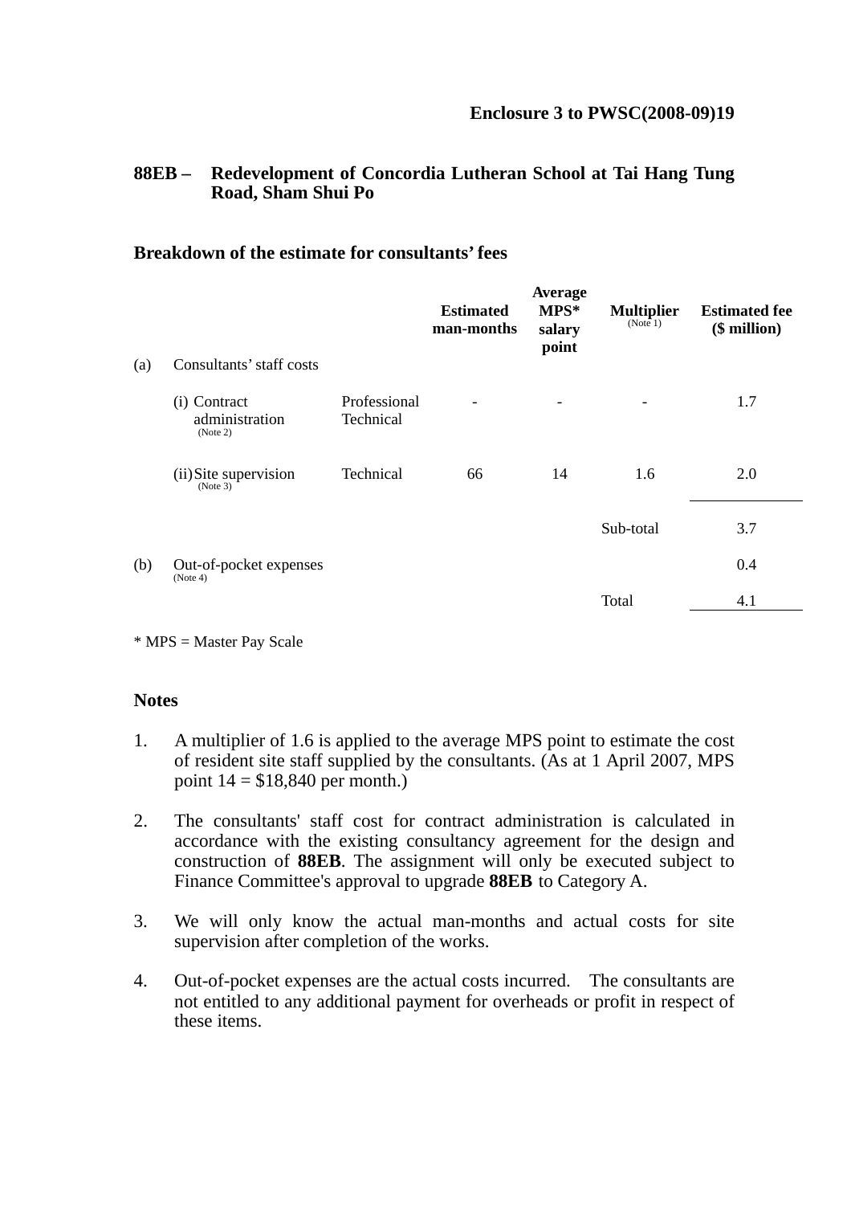**Enclosure 3 to PWSC(2008-09)19**

**88EB – Redevelopment of Concordia Lutheran School at Tai Hang Tung Road, Sham Shui Po**

**Breakdown of the estimate for consultants' fees**

| | | | **Estimated man-months** | **Average MPS* salary point** | **Multiplier** (Note 1) | **Estimated fee ($ million)** |
|---|---|---|---|---|---|---|
| (a) | Consultants' staff costs | | | | | |
| | (i) Contract administration (Note 2) | Professional Technical | - | - | - | 1.7 |
| | (ii) Site supervision (Note 3) | Technical | 66 | 14 | 1.6 | 2.0 |
| | | | | | Sub-total | 3.7 |
| (b) | Out-of-pocket expenses (Note 4) | | | | | 0.4 |
| | | | | | Total | 4.1 |

\* MPS = Master Pay Scale

**Notes**

1. A multiplier of 1.6 is applied to the average MPS point to estimate the cost of resident site staff supplied by the consultants. (As at 1 April 2007, MPS point 14 = $18,840 per month.)

2. The consultants' staff cost for contract administration is calculated in accordance with the existing consultancy agreement for the design and construction of **88EB**. The assignment will only be executed subject to Finance Committee's approval to upgrade **88EB** to Category A.

3. We will only know the actual man-months and actual costs for site supervision after completion of the works.

4. Out-of-pocket expenses are the actual costs incurred. The consultants are not entitled to any additional payment for overheads or profit in respect of these items.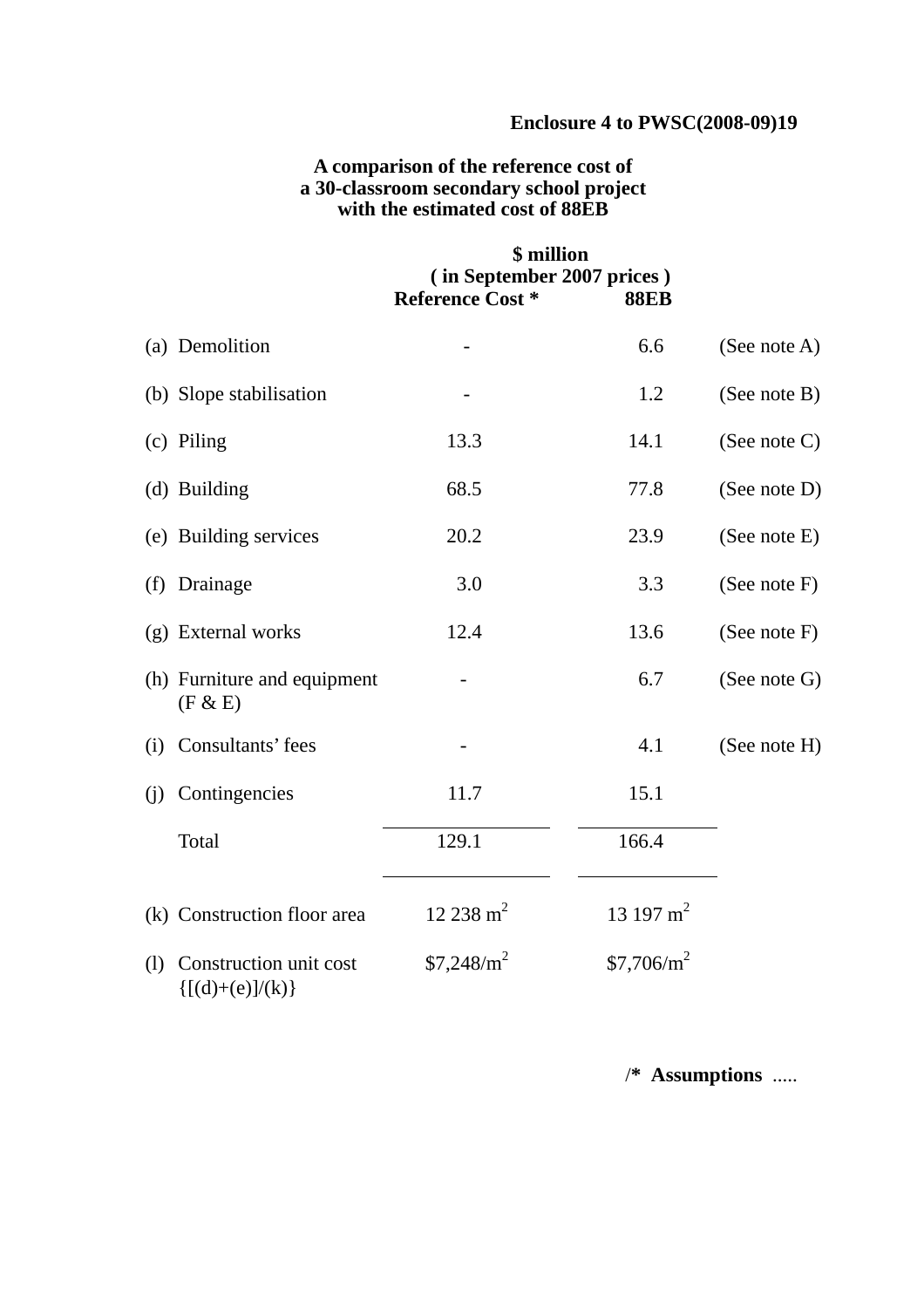**Enclosure 4 to PWSC(2008-09)19**

**A comparison of the reference cost of a 30-classroom secondary school project with the estimated cost of 88EB**

| | $ million ( in September 2007 prices ) | | |
|---|---|---|---|
| | **Reference Cost *** | **88EB** | |
| (a) Demolition | - | 6.6 | (See note A) |
| (b) Slope stabilisation | - | 1.2 | (See note B) |
| (c) Piling | 13.3 | 14.1 | (See note C) |
| (d) Building | 68.5 | 77.8 | (See note D) |
| (e) Building services | 20.2 | 23.9 | (See note E) |
| (f) Drainage | 3.0 | 3.3 | (See note F) |
| (g) External works | 12.4 | 13.6 | (See note F) |
| (h) Furniture and equipment (F & E) | - | 6.7 | (See note G) |
| (i) Consultants' fees | - | 4.1 | (See note H) |
| (j) Contingencies | 11.7 | 15.1 | |
| Total | 129.1 | 166.4 | |
| (k) Construction floor area | 12 238 $m^2$ | 13 197 $m^2$ | |
| (l) Construction unit cost {[(d)+(e)]/(k)} | $7,248/$m^2$ | $7,706/$m^2$ | |

/* **Assumptions** .....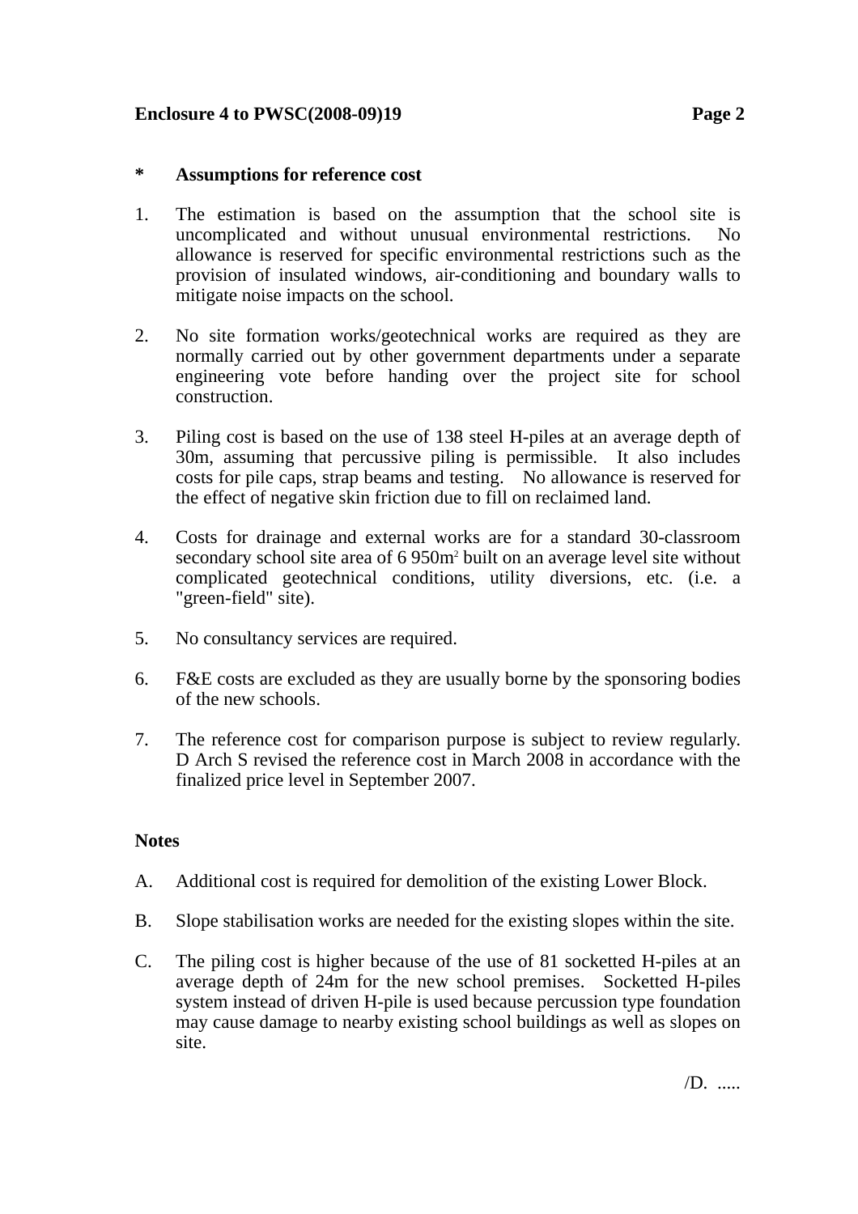**\* Assumptions for reference cost**

1. The estimation is based on the assumption that the school site is uncomplicated and without unusual environmental restrictions. No allowance is reserved for specific environmental restrictions such as the provision of insulated windows, air-conditioning and boundary walls to mitigate noise impacts on the school.

2. No site formation works/geotechnical works are required as they are normally carried out by other government departments under a separate engineering vote before handing over the project site for school construction.

3. Piling cost is based on the use of 138 steel H-piles at an average depth of 30m, assuming that percussive piling is permissible. It also includes costs for pile caps, strap beams and testing. No allowance is reserved for the effect of negative skin friction due to fill on reclaimed land.

4. Costs for drainage and external works are for a standard 30-classroom secondary school site area of 6 950m$^2$ built on an average level site without complicated geotechnical conditions, utility diversions, etc. (i.e. a "green-field" site).

5. No consultancy services are required.

6. F&E costs are excluded as they are usually borne by the sponsoring bodies of the new schools.

7. The reference cost for comparison purpose is subject to review regularly. D Arch S revised the reference cost in March 2008 in accordance with the finalized price level in September 2007.

**Notes**

A. Additional cost is required for demolition of the existing Lower Block.

B. Slope stabilisation works are needed for the existing slopes within the site.

C. The piling cost is higher because of the use of 81 socketted H-piles at an average depth of 24m for the new school premises. Socketted H-piles system instead of driven H-pile is used because percussion type foundation may cause damage to nearby existing school buildings as well as slopes on site.

/D. .....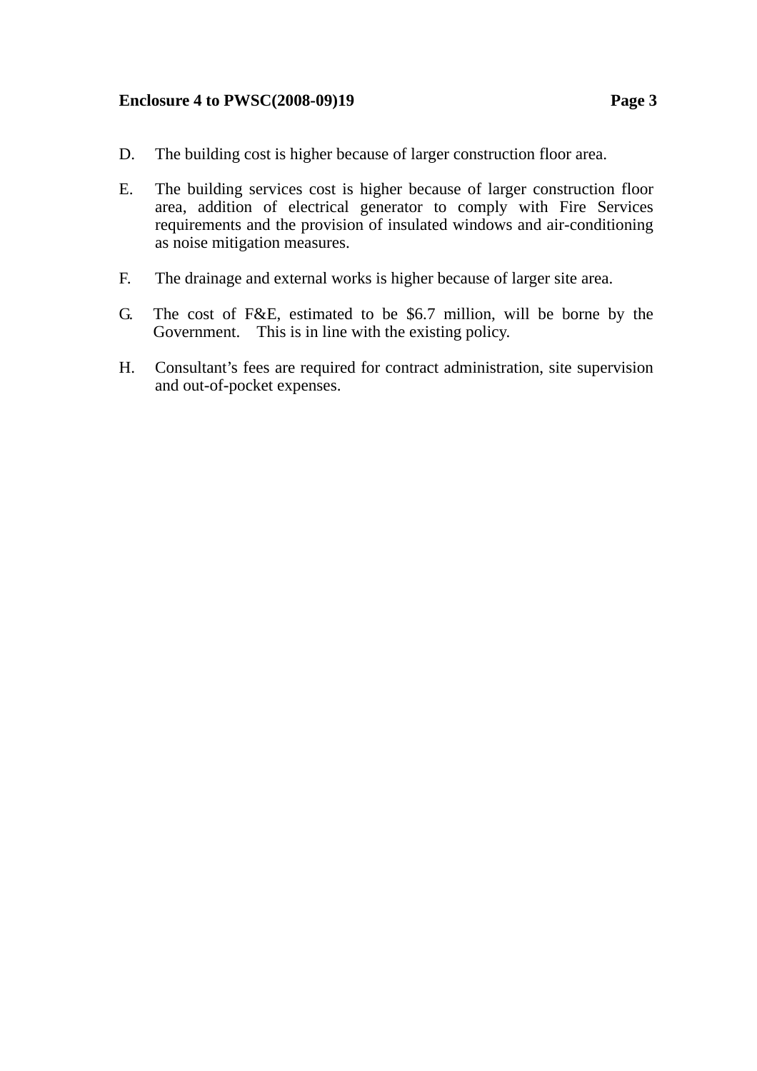D. The building cost is higher because of larger construction floor area.

E. The building services cost is higher because of larger construction floor area, addition of electrical generator to comply with Fire Services requirements and the provision of insulated windows and air-conditioning as noise mitigation measures.

F. The drainage and external works is higher because of larger site area.

G. The cost of F&E, estimated to be $6.7 million, will be borne by the Government. This is in line with the existing policy.

H. Consultant's fees are required for contract administration, site supervision and out-of-pocket expenses.